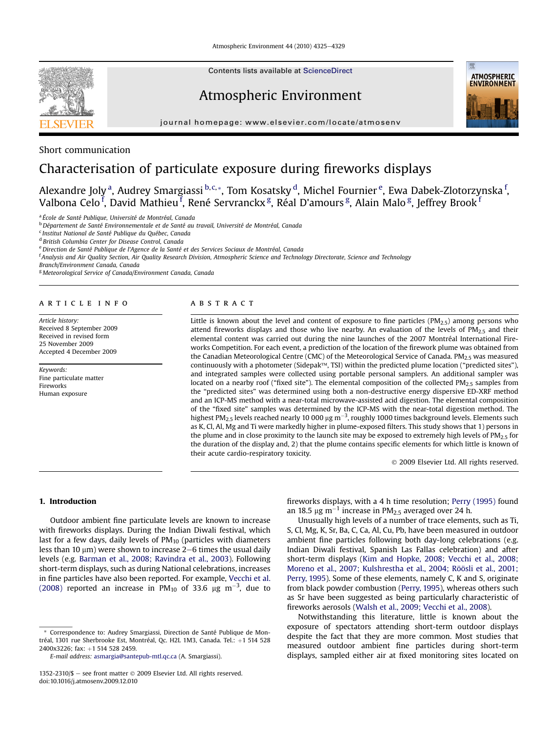Short communication

# Characterisation of particulate exposure during fireworks displays

Alexandre Joly [a], Audrey Smargiassi [b,c,*], Tom Kosatsky [d], Michel Fournier [e], Ewa Dabek-Zlotorzynska [f], Valbona Celo [f], David Mathieu [f], René Servranckx [g], Réal D'amours [g], Alain Malo [g], Jeffrey Brook [f]

[a] École de Santé Publique, Université de Montréal, Canada
[b] Département de Santé Environnementale et de Santé au travail, Université de Montréal, Canada
[c] Institut National de Santé Publique du Québec, Canada
[d] British Columbia Center for Disease Control, Canada
[e] Direction de Santé Publique de l'Agence de la Santé et des Services Sociaux de Montréal, Canada
[f] Analysis and Air Quality Section, Air Quality Research Division, Atmospheric Science and Technology Directorate, Science and Technology Branch/Environment Canada, Canada
[g] Meteorological Service of Canada/Environment Canada, Canada

## ARTICLE INFO

*Article history:*
Received 8 September 2009
Received in revised form
25 November 2009
Accepted 4 December 2009

*Keywords:*
Fine particulate matter
Fireworks
Human exposure

## ABSTRACT

Little is known about the level and content of exposure to fine particles ($PM_{2.5}$) among persons who attend fireworks displays and those who live nearby. An evaluation of the levels of $PM_{2.5}$ and their elemental content was carried out during the nine launches of the 2007 Montréal International Fireworks Competition. For each event, a prediction of the location of the firework plume was obtained from the Canadian Meteorological Centre (CMC) of the Meteorological Service of Canada. $PM_{2.5}$ was measured continuously with a photometer (Sidepak™, TSI) within the predicted plume location ("predicted sites"), and integrated samples were collected using portable personal samplers. An additional sampler was located on a nearby roof ("fixed site"). The elemental composition of the collected $PM_{2.5}$ samples from the "predicted sites" was determined using both a non-destructive energy dispersive ED-XRF method and an ICP-MS method with a near-total microwave-assisted acid digestion. The elemental composition of the "fixed site" samples was determined by the ICP-MS with the near-total digestion method. The highest $PM_{2.5}$ levels reached nearly 10 000 μg $m^{-3}$, roughly 1000 times background levels. Elements such as K, Cl, Al, Mg and Ti were markedly higher in plume-exposed filters. This study shows that 1) persons in the plume and in close proximity to the launch site may be exposed to extremely high levels of $PM_{2.5}$ for the duration of the display and, 2) that the plume contains specific elements for which little is known of their acute cardio-respiratory toxicity.

© 2009 Elsevier Ltd. All rights reserved.

## 1. Introduction

Outdoor ambient fine particulate levels are known to increase with fireworks displays. During the Indian Diwali festival, which last for a few days, daily levels of $PM_{10}$ (particles with diameters less than 10 μm) were shown to increase 2–6 times the usual daily levels (e.g. Barman et al., 2008; Ravindra et al., 2003). Following short-term displays, such as during National celebrations, increases in fine particles have also been reported. For example, Vecchi et al. (2008) reported an increase in $PM_{10}$ of 33.6 μg $m^{-3}$, due to fireworks displays, with a 4 h time resolution; Perry (1995) found an 18.5 μg $m^{-1}$ increase in $PM_{2.5}$ averaged over 24 h.

Unusually high levels of a number of trace elements, such as Ti, S, Cl, Mg, K, Sr, Ba, C, Ca, Al, Cu, Pb, have been measured in outdoor ambient fine particles following both day-long celebrations (e.g. Indian Diwali festival, Spanish Las Fallas celebration) and after short-term displays (Kim and Hopke, 2008; Vecchi et al., 2008; Moreno et al., 2007; Kulshrestha et al., 2004; Röösli et al., 2001; Perry, 1995). Some of these elements, namely C, K and S, originate from black powder combustion (Perry, 1995), whereas others such as Sr have been suggested as being particularly characteristic of fireworks aerosols (Walsh et al., 2009; Vecchi et al., 2008).

Notwithstanding this literature, little is known about the exposure of spectators attending short-term outdoor displays despite the fact that they are more common. Most studies that measured outdoor ambient fine particles during short-term displays, sampled either air at fixed monitoring sites located on

\* Correspondence to: Audrey Smargiassi, Direction de Santé Publique de Montréal, 1301 rue Sherbrooke Est, Montréal, Qc. H2L 1M3, Canada. Tel.: +1 514 528 2400x3226; fax: +1 514 528 2459.
*E-mail address:* asmargia@santepub-mtl.qc.ca (A. Smargiassi).

1352-2310/$ – see front matter © 2009 Elsevier Ltd. All rights reserved.
doi:10.1016/j.atmosenv.2009.12.010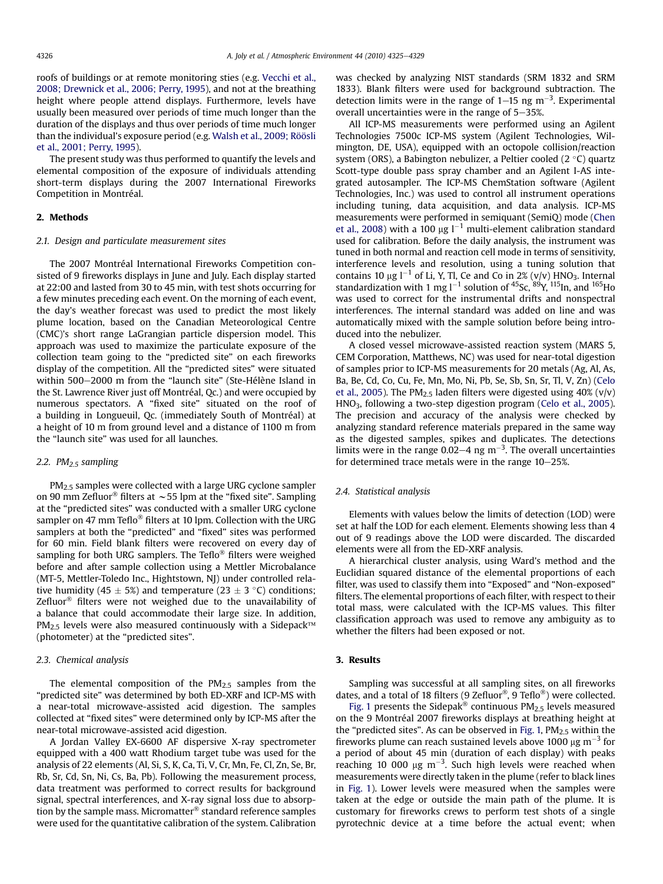roofs of buildings or at remote monitoring sties (e.g. Vecchi et al., 2008; Drewnick et al., 2006; Perry, 1995), and not at the breathing height where people attend displays. Furthermore, levels have usually been measured over periods of time much longer than the duration of the displays and thus over periods of time much longer than the individual's exposure period (e.g. Walsh et al., 2009; Röösli et al., 2001; Perry, 1995).

The present study was thus performed to quantify the levels and elemental composition of the exposure of individuals attending short-term displays during the 2007 International Fireworks Competition in Montréal.

## 2. Methods

### 2.1. Design and particulate measurement sites

The 2007 Montréal International Fireworks Competition consisted of 9 fireworks displays in June and July. Each display started at 22:00 and lasted from 30 to 45 min, with test shots occurring for a few minutes preceding each event. On the morning of each event, the day's weather forecast was used to predict the most likely plume location, based on the Canadian Meteorological Centre (CMC)'s short range LaGrangian particle dispersion model. This approach was used to maximize the particulate exposure of the collection team going to the "predicted site" on each fireworks display of the competition. All the "predicted sites" were situated within 500–2000 m from the "launch site" (Ste-Hélène Island in the St. Lawrence River just off Montréal, Qc.) and were occupied by numerous spectators. A "fixed site" situated on the roof of a building in Longueuil, Qc. (immediately South of Montréal) at a height of 10 m from ground level and a distance of 1100 m from the "launch site" was used for all launches.

### 2.2. $PM_{2.5}$ sampling

$PM_{2.5}$ samples were collected with a large URG cyclone sampler on 90 mm Zefluor® filters at $\sim$55 lpm at the "fixed site". Sampling at the "predicted sites" was conducted with a smaller URG cyclone sampler on 47 mm Teflo® filters at 10 lpm. Collection with the URG samplers at both the "predicted" and "fixed" sites was performed for 60 min. Field blank filters were recovered on every day of sampling for both URG samplers. The Teflo® filters were weighed before and after sample collection using a Mettler Microbalance (MT-5, Mettler-Toledo Inc., Hightstown, NJ) under controlled relative humidity ($45 \pm 5\%$) and temperature ($23 \pm 3$ °C) conditions; Zefluor® filters were not weighed due to the unavailability of a balance that could accommodate their large size. In addition, $PM_{2.5}$ levels were also measured continuously with a Sidepack™ (photometer) at the "predicted sites".

### 2.3. Chemical analysis

The elemental composition of the $PM_{2.5}$ samples from the "predicted site" was determined by both ED-XRF and ICP-MS with a near-total microwave-assisted acid digestion. The samples collected at "fixed sites" were determined only by ICP-MS after the near-total microwave-assisted acid digestion.

A Jordan Valley EX-6600 AF dispersive X-ray spectrometer equipped with a 400 watt Rhodium target tube was used for the analysis of 22 elements (Al, Si, S, K, Ca, Ti, V, Cr, Mn, Fe, Cl, Zn, Se, Br, Rb, Sr, Cd, Sn, Ni, Cs, Ba, Pb). Following the measurement process, data treatment was performed to correct results for background signal, spectral interferences, and X-ray signal loss due to absorption by the sample mass. Micromatter® standard reference samples were used for the quantitative calibration of the system. Calibration was checked by analyzing NIST standards (SRM 1832 and SRM 1833). Blank filters were used for background subtraction. The detection limits were in the range of 1–15 ng $m^{-3}$. Experimental overall uncertainties were in the range of 5–35%.

All ICP-MS measurements were performed using an Agilent Technologies 7500c ICP-MS system (Agilent Technologies, Wilmington, DE, USA), equipped with an octopole collision/reaction system (ORS), a Babington nebulizer, a Peltier cooled (2 °C) quartz Scott-type double pass spray chamber and an Agilent I-AS integrated autosampler. The ICP-MS ChemStation software (Agilent Technologies, Inc.) was used to control all instrument operations including tuning, data acquisition, and data analysis. ICP-MS measurements were performed in semiquant (SemiQ) mode (Chen et al., 2008) with a 100 μg $l^{-1}$ multi-element calibration standard used for calibration. Before the daily analysis, the instrument was tuned in both normal and reaction cell mode in terms of sensitivity, interference levels and resolution, using a tuning solution that contains 10 μg $l^{-1}$ of Li, Y, Tl, Ce and Co in 2% (v/v) $HNO_3$. Internal standardization with 1 mg $l^{-1}$ solution of $^{45}$Sc, $^{89}$Y, $^{115}$In, and $^{165}$Ho was used to correct for the instrumental drifts and nonspectral interferences. The internal standard was added on line and was automatically mixed with the sample solution before being introduced into the nebulizer.

A closed vessel microwave-assisted reaction system (MARS 5, CEM Corporation, Matthews, NC) was used for near-total digestion of samples prior to ICP-MS measurements for 20 metals (Ag, Al, As, Ba, Be, Cd, Co, Cu, Fe, Mn, Mo, Ni, Pb, Se, Sb, Sn, Sr, Tl, V, Zn) (Celo et al., 2005). The $PM_{2.5}$ laden filters were digested using 40% (v/v) $HNO_3$, following a two-step digestion program (Celo et al., 2005). The precision and accuracy of the analysis were checked by analyzing standard reference materials prepared in the same way as the digested samples, spikes and duplicates. The detections limits were in the range 0.02–4 ng $m^{-3}$. The overall uncertainties for determined trace metals were in the range 10–25%.

### 2.4. Statistical analysis

Elements with values below the limits of detection (LOD) were set at half the LOD for each element. Elements showing less than 4 out of 9 readings above the LOD were discarded. The discarded elements were all from the ED-XRF analysis.

A hierarchical cluster analysis, using Ward's method and the Euclidian squared distance of the elemental proportions of each filter, was used to classify them into "Exposed" and "Non-exposed" filters. The elemental proportions of each filter, with respect to their total mass, were calculated with the ICP-MS values. This filter classification approach was used to remove any ambiguity as to whether the filters had been exposed or not.

## 3. Results

Sampling was successful at all sampling sites, on all fireworks dates, and a total of 18 filters (9 Zefluor®, 9 Teflo®) were collected.

Fig. 1 presents the Sidepak® continuous $PM_{2.5}$ levels measured on the 9 Montréal 2007 fireworks displays at breathing height at the "predicted sites". As can be observed in Fig. 1, $PM_{2.5}$ within the fireworks plume can reach sustained levels above 1000 μg $m^{-3}$ for a period of about 45 min (duration of each display) with peaks reaching 10 000 μg $m^{-3}$. Such high levels were reached when measurements were directly taken in the plume (refer to black lines in Fig. 1). Lower levels were measured when the samples were taken at the edge or outside the main path of the plume. It is customary for fireworks crews to perform test shots of a single pyrotechnic device at a time before the actual event; when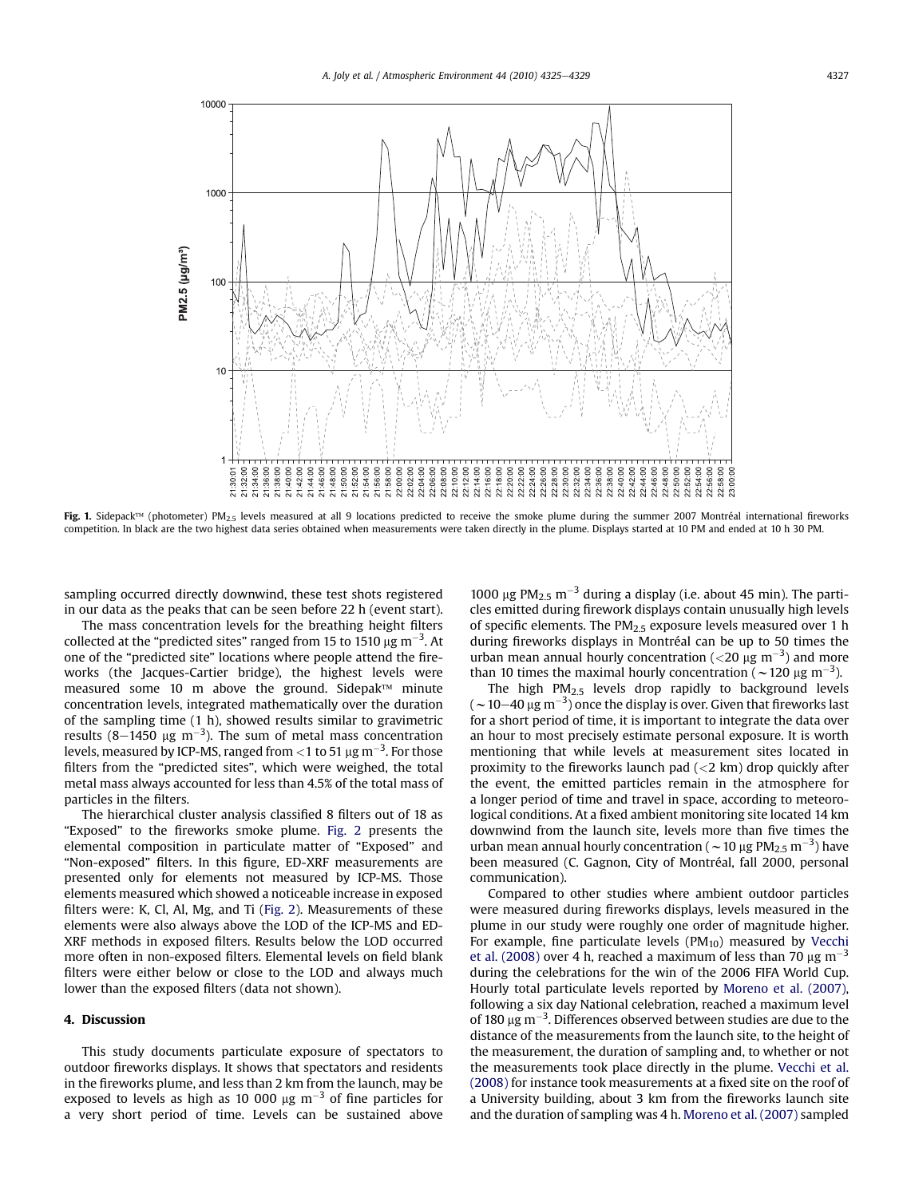**Fig. 1.** Sidepack™ (photometer) $PM_{2.5}$ levels measured at all 9 locations predicted to receive the smoke plume during the summer 2007 Montréal international fireworks competition. In black are the two highest data series obtained when measurements were taken directly in the plume. Displays started at 10 PM and ended at 10 h 30 PM.

sampling occurred directly downwind, these test shots registered in our data as the peaks that can be seen before 22 h (event start).

The mass concentration levels for the breathing height filters collected at the "predicted sites" ranged from 15 to 1510 $\mu g\ m^{-3}$. At one of the "predicted site" locations where people attend the fireworks (the Jacques-Cartier bridge), the highest levels were measured some 10 m above the ground. Sidepak™ minute concentration levels, integrated mathematically over the duration of the sampling time (1 h), showed results similar to gravimetric results (8–1450 $\mu g\ m^{-3}$). The sum of metal mass concentration levels, measured by ICP-MS, ranged from <1 to 51 $\mu g\ m^{-3}$. For those filters from the "predicted sites", which were weighed, the total metal mass always accounted for less than 4.5% of the total mass of particles in the filters.

The hierarchical cluster analysis classified 8 filters out of 18 as "Exposed" to the fireworks smoke plume. Fig. 2 presents the elemental composition in particulate matter of "Exposed" and "Non-exposed" filters. In this figure, ED-XRF measurements are presented only for elements not measured by ICP-MS. Those elements measured which showed a noticeable increase in exposed filters were: K, Cl, Al, Mg, and Ti (Fig. 2). Measurements of these elements were also always above the LOD of the ICP-MS and ED-XRF methods in exposed filters. Results below the LOD occurred more often in non-exposed filters. Elemental levels on field blank filters were either below or close to the LOD and always much lower than the exposed filters (data not shown).

## 4. Discussion

This study documents particulate exposure of spectators to outdoor fireworks displays. It shows that spectators and residents in the fireworks plume, and less than 2 km from the launch, may be exposed to levels as high as 10 000 $\mu g\ m^{-3}$ of fine particles for a very short period of time. Levels can be sustained above 1000 $\mu g\ PM_{2.5}\ m^{-3}$ during a display (i.e. about 45 min). The particles emitted during firework displays contain unusually high levels of specific elements. The $PM_{2.5}$ exposure levels measured over 1 h during fireworks displays in Montréal can be up to 50 times the urban mean annual hourly concentration (<20 $\mu g\ m^{-3}$) and more than 10 times the maximal hourly concentration (~120 $\mu g\ m^{-3}$).

The high $PM_{2.5}$ levels drop rapidly to background levels (~10–40 $\mu g\ m^{-3}$) once the display is over. Given that fireworks last for a short period of time, it is important to integrate the data over an hour to most precisely estimate personal exposure. It is worth mentioning that while levels at measurement sites located in proximity to the fireworks launch pad (<2 km) drop quickly after the event, the emitted particles remain in the atmosphere for a longer period of time and travel in space, according to meteorological conditions. At a fixed ambient monitoring site located 14 km downwind from the launch site, levels more than five times the urban mean annual hourly concentration (~10 $\mu g\ PM_{2.5}\ m^{-3}$) have been measured (C. Gagnon, City of Montréal, fall 2000, personal communication).

Compared to other studies where ambient outdoor particles were measured during fireworks displays, levels measured in the plume in our study were roughly one order of magnitude higher. For example, fine particulate levels ($PM_{10}$) measured by Vecchi et al. (2008) over 4 h, reached a maximum of less than 70 $\mu g\ m^{-3}$ during the celebrations for the win of the 2006 FIFA World Cup. Hourly total particulate levels reported by Moreno et al. (2007), following a six day National celebration, reached a maximum level of 180 $\mu g\ m^{-3}$. Differences observed between studies are due to the distance of the measurements from the launch site, to the height of the measurement, the duration of sampling and, to whether or not the measurements took place directly in the plume. Vecchi et al. (2008) for instance took measurements at a fixed site on the roof of a University building, about 3 km from the fireworks launch site and the duration of sampling was 4 h. Moreno et al. (2007) sampled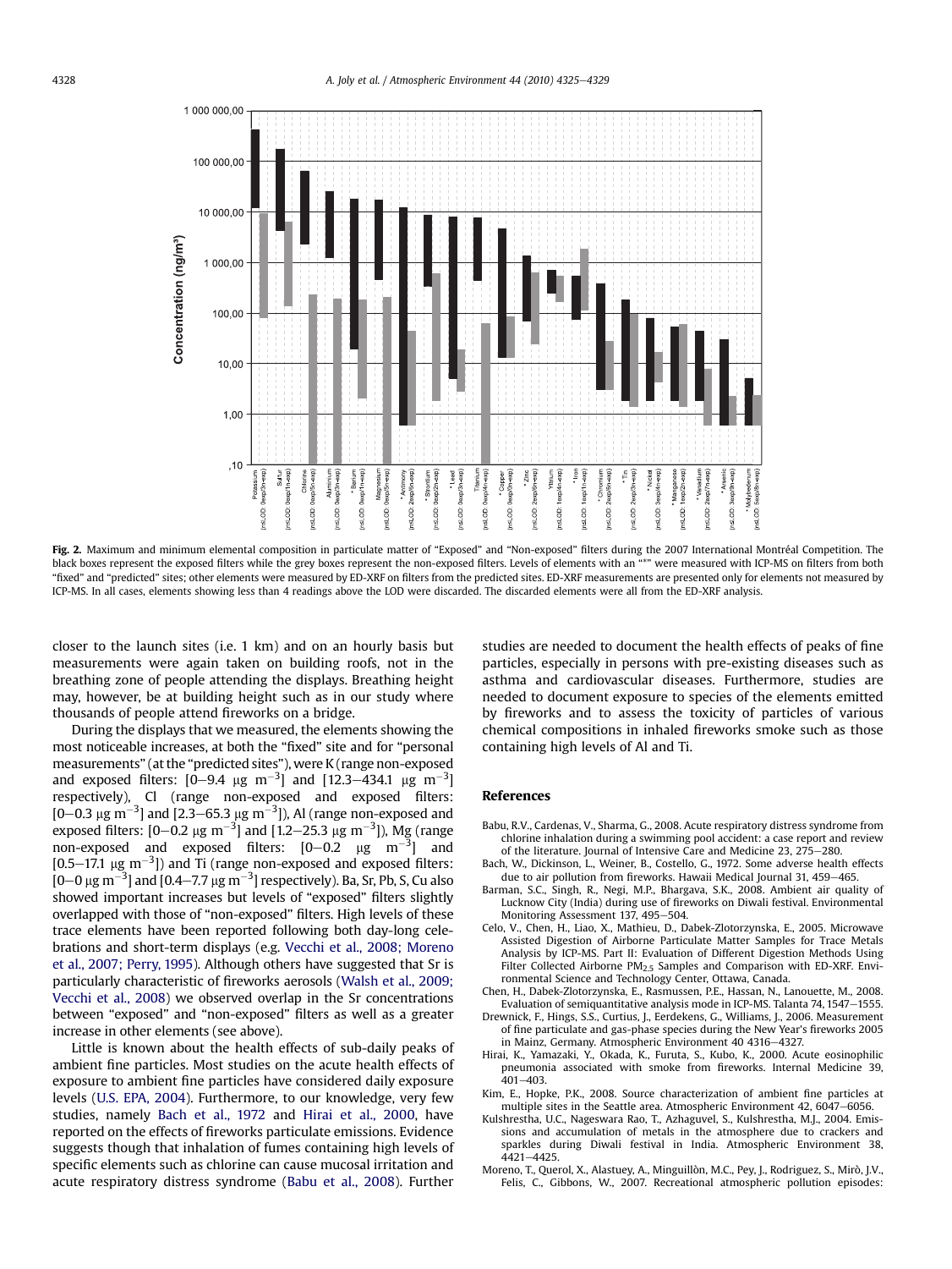Fig. 2. Maximum and minimum elemental composition in particulate matter of "Exposed" and "Non-exposed" filters during the 2007 International Montréal Competition. The black boxes represent the exposed filters while the grey boxes represent the non-exposed filters. Levels of elements with an "*" were measured with ICP-MS on filters from both "fixed" and "predicted" sites; other elements were measured by ED-XRF on filters from the predicted sites. ED-XRF measurements are presented only for elements not measured by ICP-MS. In all cases, elements showing less than 4 readings above the LOD were discarded. The discarded elements were all from the ED-XRF analysis.

closer to the launch sites (i.e. 1 km) and on an hourly basis but measurements were again taken on building roofs, not in the breathing zone of people attending the displays. Breathing height may, however, be at building height such as in our study where thousands of people attend fireworks on a bridge.

During the displays that we measured, the elements showing the most noticeable increases, at both the "fixed" site and for "personal measurements" (at the "predicted sites"), were K (range non-exposed and exposed filters: [0–9.4 $\mu g\ m^{-3}$] and [12.3–434.1 $\mu g\ m^{-3}$] respectively), Cl (range non-exposed and exposed filters: [0–0.3 $\mu g\ m^{-3}$] and [2.3–65.3 $\mu g\ m^{-3}$]), Al (range non-exposed and exposed filters: [0–0.2 $\mu g\ m^{-3}$] and [1.2–25.3 $\mu g\ m^{-3}$]), Mg (range non-exposed and exposed filters: [0–0.2 $\mu g\ m^{-3}$] and [0.5–17.1 $\mu g\ m^{-3}$]) and Ti (range non-exposed and exposed filters: [0–0 $\mu g\ m^{-3}$] and [0.4–7.7 $\mu g\ m^{-3}$] respectively). Ba, Sr, Pb, S, Cu also showed important increases but levels of "exposed" filters slightly overlapped with those of "non-exposed" filters. High levels of these trace elements have been reported following both day-long celebrations and short-term displays (e.g. Vecchi et al., 2008; Moreno et al., 2007; Perry, 1995). Although others have suggested that Sr is particularly characteristic of fireworks aerosols (Walsh et al., 2009; Vecchi et al., 2008) we observed overlap in the Sr concentrations between "exposed" and "non-exposed" filters as well as a greater increase in other elements (see above).

Little is known about the health effects of sub-daily peaks of ambient fine particles. Most studies on the acute health effects of exposure to ambient fine particles have considered daily exposure levels (U.S. EPA, 2004). Furthermore, to our knowledge, very few studies, namely Bach et al., 1972 and Hirai et al., 2000, have reported on the effects of fireworks particulate emissions. Evidence suggests though that inhalation of fumes containing high levels of specific elements such as chlorine can cause mucosal irritation and acute respiratory distress syndrome (Babu et al., 2008). Further studies are needed to document the health effects of peaks of fine particles, especially in persons with pre-existing diseases such as asthma and cardiovascular diseases. Furthermore, studies are needed to document exposure to species of the elements emitted by fireworks and to assess the toxicity of particles of various chemical compositions in inhaled fireworks smoke such as those containing high levels of Al and Ti.

## References

Babu, R.V., Cardenas, V., Sharma, G., 2008. Acute respiratory distress syndrome from chlorine inhalation during a swimming pool accident: a case report and review of the literature. Journal of Intensive Care and Medicine 23, 275–280.

Bach, W., Dickinson, L., Weiner, B., Costello, G., 1972. Some adverse health effects due to air pollution from fireworks. Hawaii Medical Journal 31, 459–465.

Barman, S.C., Singh, R., Negi, M.P., Bhargava, S.K., 2008. Ambient air quality of Lucknow City (India) during use of fireworks on Diwali festival. Environmental Monitoring Assessment 137, 495–504.

Celo, V., Chen, H., Liao, X., Mathieu, D., Dabek-Zlotorzynska, E., 2005. Microwave Assisted Digestion of Airborne Particulate Matter Samples for Trace Metals Analysis by ICP-MS. Part II: Evaluation of Different Digestion Methods Using Filter Collected Airborne $PM_{2.5}$ Samples and Comparison with ED-XRF. Environmental Science and Technology Center, Ottawa, Canada.

Chen, H., Dabek-Zlotorzynska, E., Rasmussen, P.E., Hassan, N., Lanouette, M., 2008. Evaluation of semiquantitative analysis mode in ICP-MS. Talanta 74, 1547–1555.

Drewnick, F., Hings, S.S., Curtius, J., Eerdekens, G., Williams, J., 2006. Measurement of fine particulate and gas-phase species during the New Year's fireworks 2005 in Mainz, Germany. Atmospheric Environment 40 4316–4327.

Hirai, K., Yamazaki, Y., Okada, K., Furuta, S., Kubo, K., 2000. Acute eosinophilic pneumonia associated with smoke from fireworks. Internal Medicine 39, 401–403.

Kim, E., Hopke, P.K., 2008. Source characterization of ambient fine particles at multiple sites in the Seattle area. Atmospheric Environment 42, 6047–6056.

Kulshrestha, U.C., Nageswara Rao, T., Azhaguvel, S., Kulshrestha, M.J., 2004. Emissions and accumulation of metals in the atmosphere due to crackers and sparkles during Diwali festival in India. Atmospheric Environment 38, 4421–4425.

Moreno, T., Querol, X., Alastuey, A., Minguillòn, M.C., Pey, J., Rodriguez, S., Mirò, J.V., Felis, C., Gibbons, W., 2007. Recreational atmospheric pollution episodes: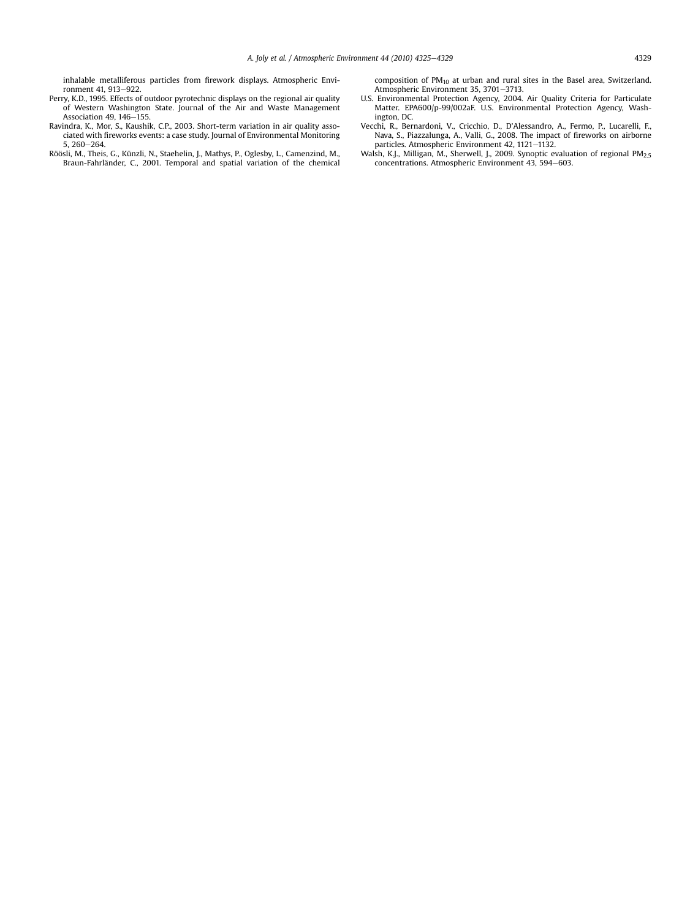inhalable metalliferous particles from firework displays. Atmospheric Environment 41, 913–922.

Perry, K.D., 1995. Effects of outdoor pyrotechnic displays on the regional air quality of Western Washington State. Journal of the Air and Waste Management Association 49, 146–155.

Ravindra, K., Mor, S., Kaushik, C.P., 2003. Short-term variation in air quality associated with fireworks events: a case study. Journal of Environmental Monitoring 5, 260–264.

Röösli, M., Theis, G., Künzli, N., Staehelin, J., Mathys, P., Oglesby, L., Camenzind, M., Braun-Fahrländer, C., 2001. Temporal and spatial variation of the chemical composition of $PM_{10}$ at urban and rural sites in the Basel area, Switzerland. Atmospheric Environment 35, 3701–3713.

U.S. Environmental Protection Agency, 2004. Air Quality Criteria for Particulate Matter. EPA600/p-99/002aF. U.S. Environmental Protection Agency, Washington, DC.

Vecchi, R., Bernardoni, V., Cricchio, D., D'Alessandro, A., Fermo, P., Lucarelli, F., Nava, S., Piazzalunga, A., Valli, G., 2008. The impact of fireworks on airborne particles. Atmospheric Environment 42, 1121–1132.

Walsh, K.J., Milligan, M., Sherwell, J., 2009. Synoptic evaluation of regional $PM_{2.5}$ concentrations. Atmospheric Environment 43, 594–603.